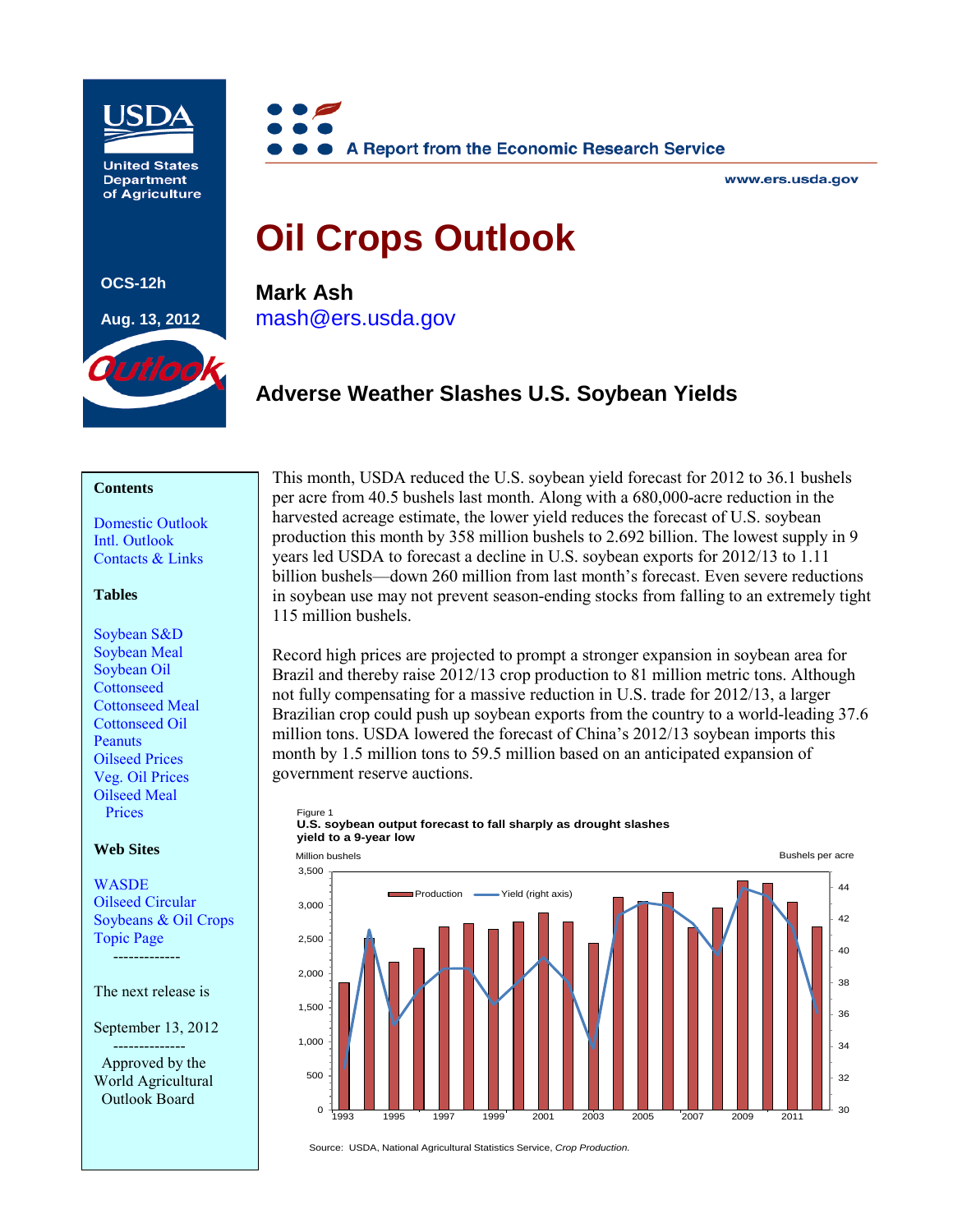USDA

United States Department of Agriculture

OCS-12h

Aug. 13, 2012

Outlook

A Report from the Economic Research Service

www.ers.usda.gov

# Oil Crops Outlook

**Mark Ash**
mash@ers.usda.gov

## Adverse Weather Slashes U.S. Soybean Yields

**Contents**

Domestic Outlook
Intl. Outlook
Contacts & Links

**Tables**

Soybean S&D
Soybean Meal
Soybean Oil
Cottonseed
Cottonseed Meal
Cottonseed Oil
Peanuts
Oilseed Prices
Veg. Oil Prices
Oilseed Meal Prices

**Web Sites**

WASDE
Oilseed Circular
Soybeans & Oil Crops Topic Page

-------------

The next release is

September 13, 2012

--------------

Approved by the World Agricultural Outlook Board

This month, USDA reduced the U.S. soybean yield forecast for 2012 to 36.1 bushels per acre from 40.5 bushels last month. Along with a 680,000-acre reduction in the harvested acreage estimate, the lower yield reduces the forecast of U.S. soybean production this month by 358 million bushels to 2.692 billion. The lowest supply in 9 years led USDA to forecast a decline in U.S. soybean exports for 2012/13 to 1.11 billion bushels—down 260 million from last month's forecast. Even severe reductions in soybean use may not prevent season-ending stocks from falling to an extremely tight 115 million bushels.

Record high prices are projected to prompt a stronger expansion in soybean area for Brazil and thereby raise 2012/13 crop production to 81 million metric tons. Although not fully compensating for a massive reduction in U.S. trade for 2012/13, a larger Brazilian crop could push up soybean exports from the country to a world-leading 37.6 million tons. USDA lowered the forecast of China's 2012/13 soybean imports this month by 1.5 million tons to 59.5 million based on an anticipated expansion of government reserve auctions.

Figure 1
**U.S. soybean output forecast to fall sharply as drought slashes yield to a 9-year low**

Source: USDA, National Agricultural Statistics Service, *Crop Production.*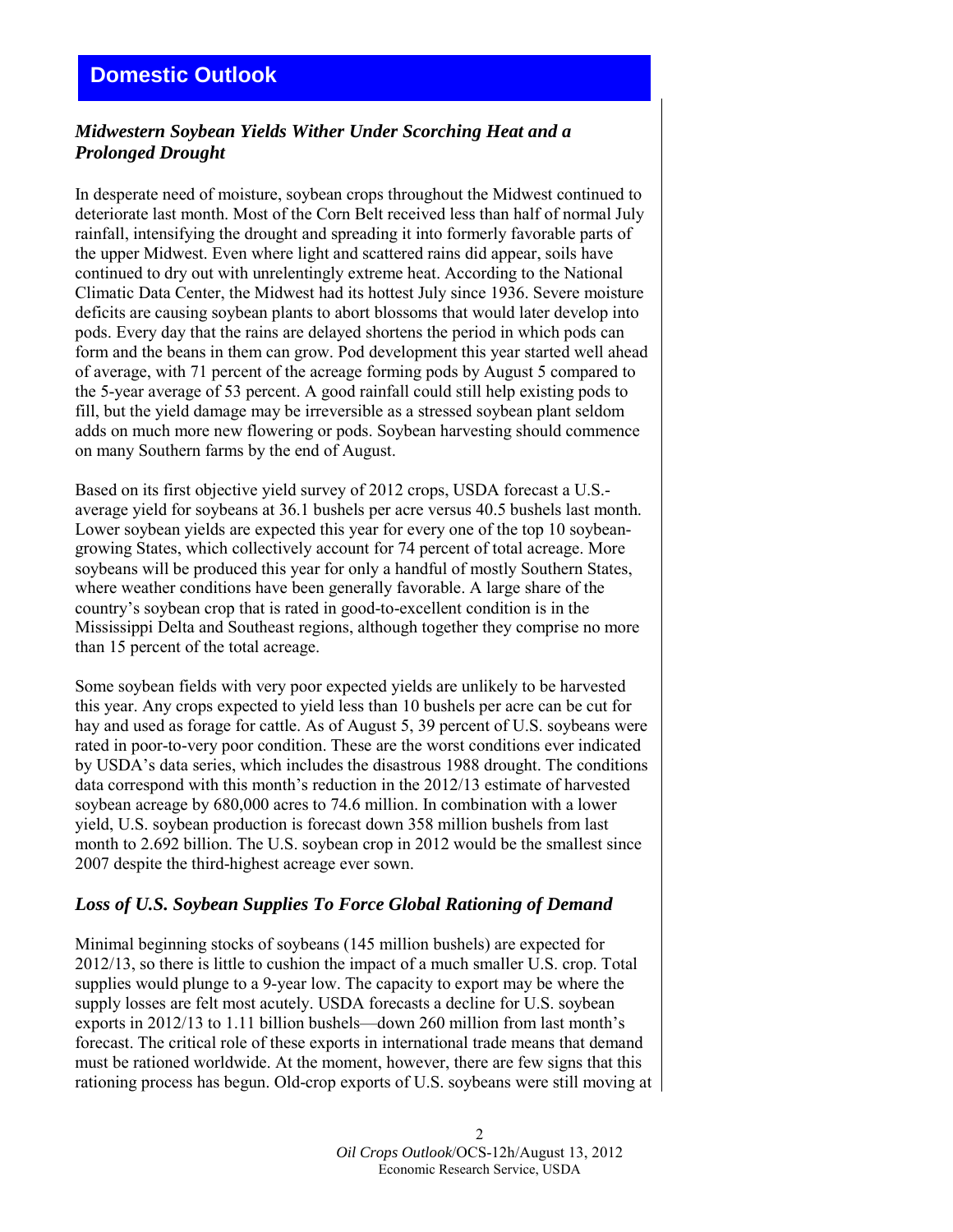# Domestic Outlook

### *Midwestern Soybean Yields Wither Under Scorching Heat and a Prolonged Drought*

In desperate need of moisture, soybean crops throughout the Midwest continued to deteriorate last month. Most of the Corn Belt received less than half of normal July rainfall, intensifying the drought and spreading it into formerly favorable parts of the upper Midwest. Even where light and scattered rains did appear, soils have continued to dry out with unrelentingly extreme heat. According to the National Climatic Data Center, the Midwest had its hottest July since 1936. Severe moisture deficits are causing soybean plants to abort blossoms that would later develop into pods. Every day that the rains are delayed shortens the period in which pods can form and the beans in them can grow. Pod development this year started well ahead of average, with 71 percent of the acreage forming pods by August 5 compared to the 5-year average of 53 percent. A good rainfall could still help existing pods to fill, but the yield damage may be irreversible as a stressed soybean plant seldom adds on much more new flowering or pods. Soybean harvesting should commence on many Southern farms by the end of August.

Based on its first objective yield survey of 2012 crops, USDA forecast a U.S.-average yield for soybeans at 36.1 bushels per acre versus 40.5 bushels last month. Lower soybean yields are expected this year for every one of the top 10 soybean-growing States, which collectively account for 74 percent of total acreage. More soybeans will be produced this year for only a handful of mostly Southern States, where weather conditions have been generally favorable. A large share of the country's soybean crop that is rated in good-to-excellent condition is in the Mississippi Delta and Southeast regions, although together they comprise no more than 15 percent of the total acreage.

Some soybean fields with very poor expected yields are unlikely to be harvested this year. Any crops expected to yield less than 10 bushels per acre can be cut for hay and used as forage for cattle. As of August 5, 39 percent of U.S. soybeans were rated in poor-to-very poor condition. These are the worst conditions ever indicated by USDA's data series, which includes the disastrous 1988 drought. The conditions data correspond with this month's reduction in the 2012/13 estimate of harvested soybean acreage by 680,000 acres to 74.6 million. In combination with a lower yield, U.S. soybean production is forecast down 358 million bushels from last month to 2.692 billion. The U.S. soybean crop in 2012 would be the smallest since 2007 despite the third-highest acreage ever sown.

### *Loss of U.S. Soybean Supplies To Force Global Rationing of Demand*

Minimal beginning stocks of soybeans (145 million bushels) are expected for 2012/13, so there is little to cushion the impact of a much smaller U.S. crop. Total supplies would plunge to a 9-year low. The capacity to export may be where the supply losses are felt most acutely. USDA forecasts a decline for U.S. soybean exports in 2012/13 to 1.11 billion bushels—down 260 million from last month's forecast. The critical role of these exports in international trade means that demand must be rationed worldwide. At the moment, however, there are few signs that this rationing process has begun. Old-crop exports of U.S. soybeans were still moving at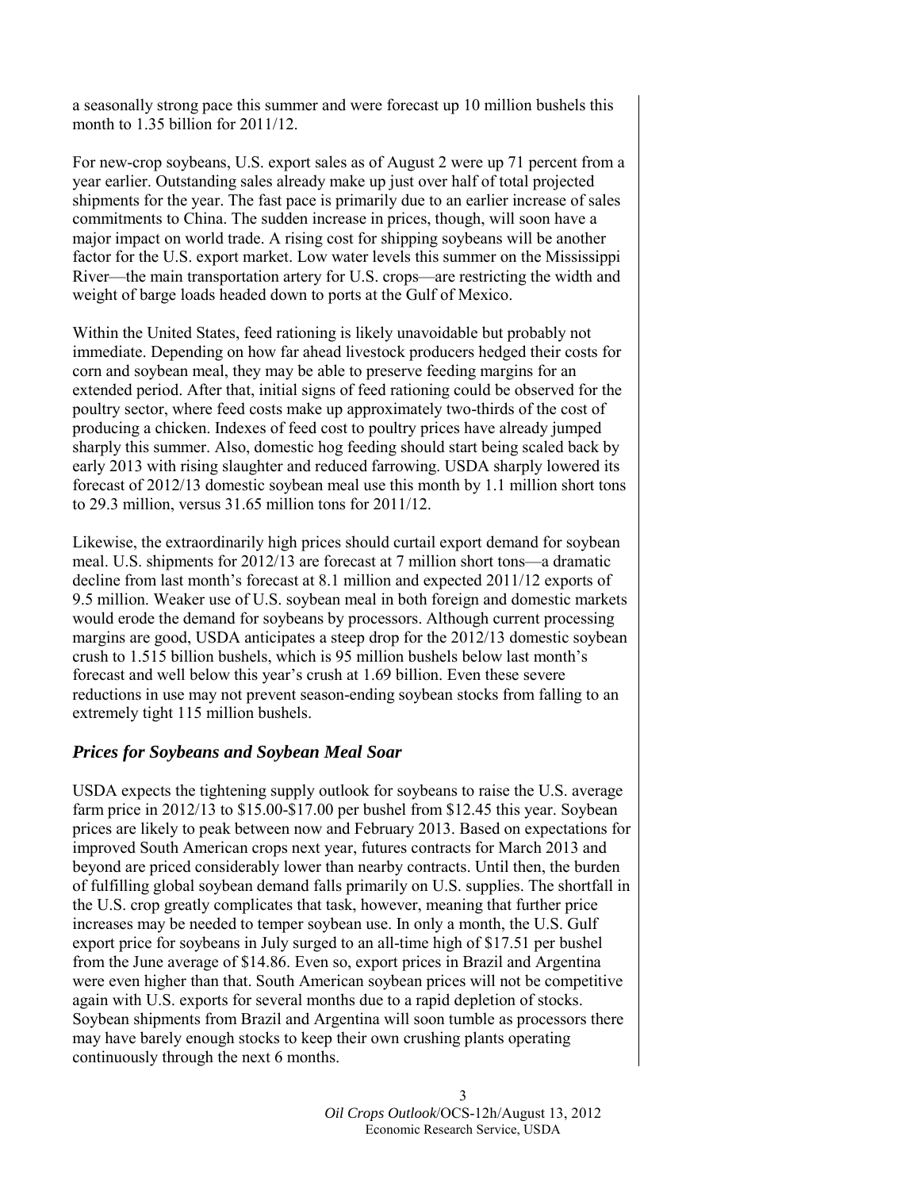a seasonally strong pace this summer and were forecast up 10 million bushels this month to 1.35 billion for 2011/12.

For new-crop soybeans, U.S. export sales as of August 2 were up 71 percent from a year earlier. Outstanding sales already make up just over half of total projected shipments for the year. The fast pace is primarily due to an earlier increase of sales commitments to China. The sudden increase in prices, though, will soon have a major impact on world trade. A rising cost for shipping soybeans will be another factor for the U.S. export market. Low water levels this summer on the Mississippi River—the main transportation artery for U.S. crops—are restricting the width and weight of barge loads headed down to ports at the Gulf of Mexico.

Within the United States, feed rationing is likely unavoidable but probably not immediate. Depending on how far ahead livestock producers hedged their costs for corn and soybean meal, they may be able to preserve feeding margins for an extended period. After that, initial signs of feed rationing could be observed for the poultry sector, where feed costs make up approximately two-thirds of the cost of producing a chicken. Indexes of feed cost to poultry prices have already jumped sharply this summer. Also, domestic hog feeding should start being scaled back by early 2013 with rising slaughter and reduced farrowing. USDA sharply lowered its forecast of 2012/13 domestic soybean meal use this month by 1.1 million short tons to 29.3 million, versus 31.65 million tons for 2011/12.

Likewise, the extraordinarily high prices should curtail export demand for soybean meal. U.S. shipments for 2012/13 are forecast at 7 million short tons—a dramatic decline from last month's forecast at 8.1 million and expected 2011/12 exports of 9.5 million. Weaker use of U.S. soybean meal in both foreign and domestic markets would erode the demand for soybeans by processors. Although current processing margins are good, USDA anticipates a steep drop for the 2012/13 domestic soybean crush to 1.515 billion bushels, which is 95 million bushels below last month's forecast and well below this year's crush at 1.69 billion. Even these severe reductions in use may not prevent season-ending soybean stocks from falling to an extremely tight 115 million bushels.

### *Prices for Soybeans and Soybean Meal Soar*

USDA expects the tightening supply outlook for soybeans to raise the U.S. average farm price in 2012/13 to $15.00-$17.00 per bushel from $12.45 this year. Soybean prices are likely to peak between now and February 2013. Based on expectations for improved South American crops next year, futures contracts for March 2013 and beyond are priced considerably lower than nearby contracts. Until then, the burden of fulfilling global soybean demand falls primarily on U.S. supplies. The shortfall in the U.S. crop greatly complicates that task, however, meaning that further price increases may be needed to temper soybean use. In only a month, the U.S. Gulf export price for soybeans in July surged to an all-time high of $17.51 per bushel from the June average of $14.86. Even so, export prices in Brazil and Argentina were even higher than that. South American soybean prices will not be competitive again with U.S. exports for several months due to a rapid depletion of stocks. Soybean shipments from Brazil and Argentina will soon tumble as processors there may have barely enough stocks to keep their own crushing plants operating continuously through the next 6 months.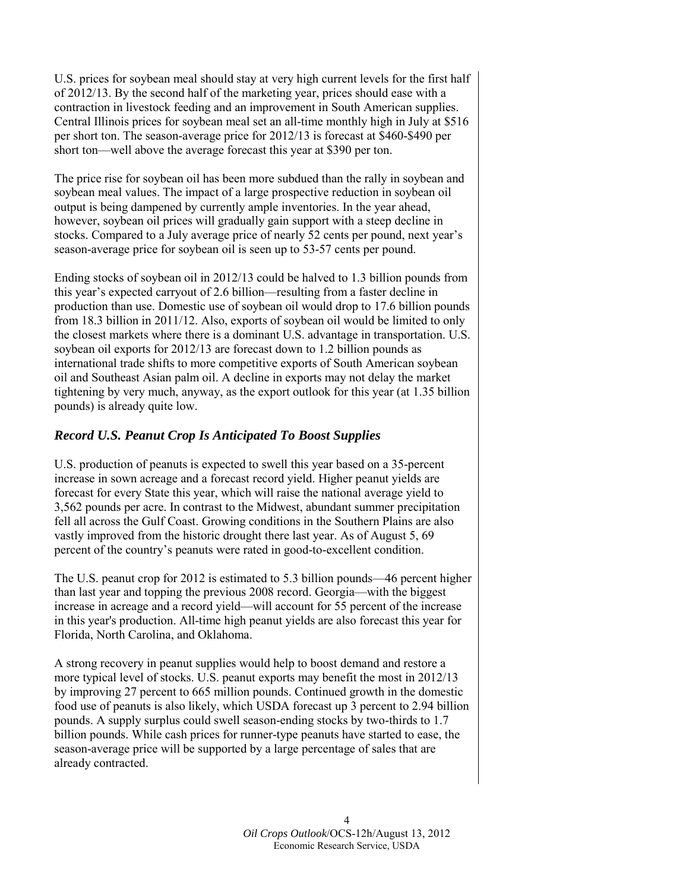U.S. prices for soybean meal should stay at very high current levels for the first half of 2012/13. By the second half of the marketing year, prices should ease with a contraction in livestock feeding and an improvement in South American supplies. Central Illinois prices for soybean meal set an all-time monthly high in July at $516 per short ton. The season-average price for 2012/13 is forecast at $460-$490 per short ton—well above the average forecast this year at $390 per ton.

The price rise for soybean oil has been more subdued than the rally in soybean and soybean meal values. The impact of a large prospective reduction in soybean oil output is being dampened by currently ample inventories. In the year ahead, however, soybean oil prices will gradually gain support with a steep decline in stocks. Compared to a July average price of nearly 52 cents per pound, next year's season-average price for soybean oil is seen up to 53-57 cents per pound.

Ending stocks of soybean oil in 2012/13 could be halved to 1.3 billion pounds from this year's expected carryout of 2.6 billion—resulting from a faster decline in production than use. Domestic use of soybean oil would drop to 17.6 billion pounds from 18.3 billion in 2011/12. Also, exports of soybean oil would be limited to only the closest markets where there is a dominant U.S. advantage in transportation. U.S. soybean oil exports for 2012/13 are forecast down to 1.2 billion pounds as international trade shifts to more competitive exports of South American soybean oil and Southeast Asian palm oil. A decline in exports may not delay the market tightening by very much, anyway, as the export outlook for this year (at 1.35 billion pounds) is already quite low.

## *Record U.S. Peanut Crop Is Anticipated To Boost Supplies*

U.S. production of peanuts is expected to swell this year based on a 35-percent increase in sown acreage and a forecast record yield. Higher peanut yields are forecast for every State this year, which will raise the national average yield to 3,562 pounds per acre. In contrast to the Midwest, abundant summer precipitation fell all across the Gulf Coast. Growing conditions in the Southern Plains are also vastly improved from the historic drought there last year. As of August 5, 69 percent of the country's peanuts were rated in good-to-excellent condition.

The U.S. peanut crop for 2012 is estimated to 5.3 billion pounds—46 percent higher than last year and topping the previous 2008 record. Georgia—with the biggest increase in acreage and a record yield—will account for 55 percent of the increase in this year's production. All-time high peanut yields are also forecast this year for Florida, North Carolina, and Oklahoma.

A strong recovery in peanut supplies would help to boost demand and restore a more typical level of stocks. U.S. peanut exports may benefit the most in 2012/13 by improving 27 percent to 665 million pounds. Continued growth in the domestic food use of peanuts is also likely, which USDA forecast up 3 percent to 2.94 billion pounds. A supply surplus could swell season-ending stocks by two-thirds to 1.7 billion pounds. While cash prices for runner-type peanuts have started to ease, the season-average price will be supported by a large percentage of sales that are already contracted.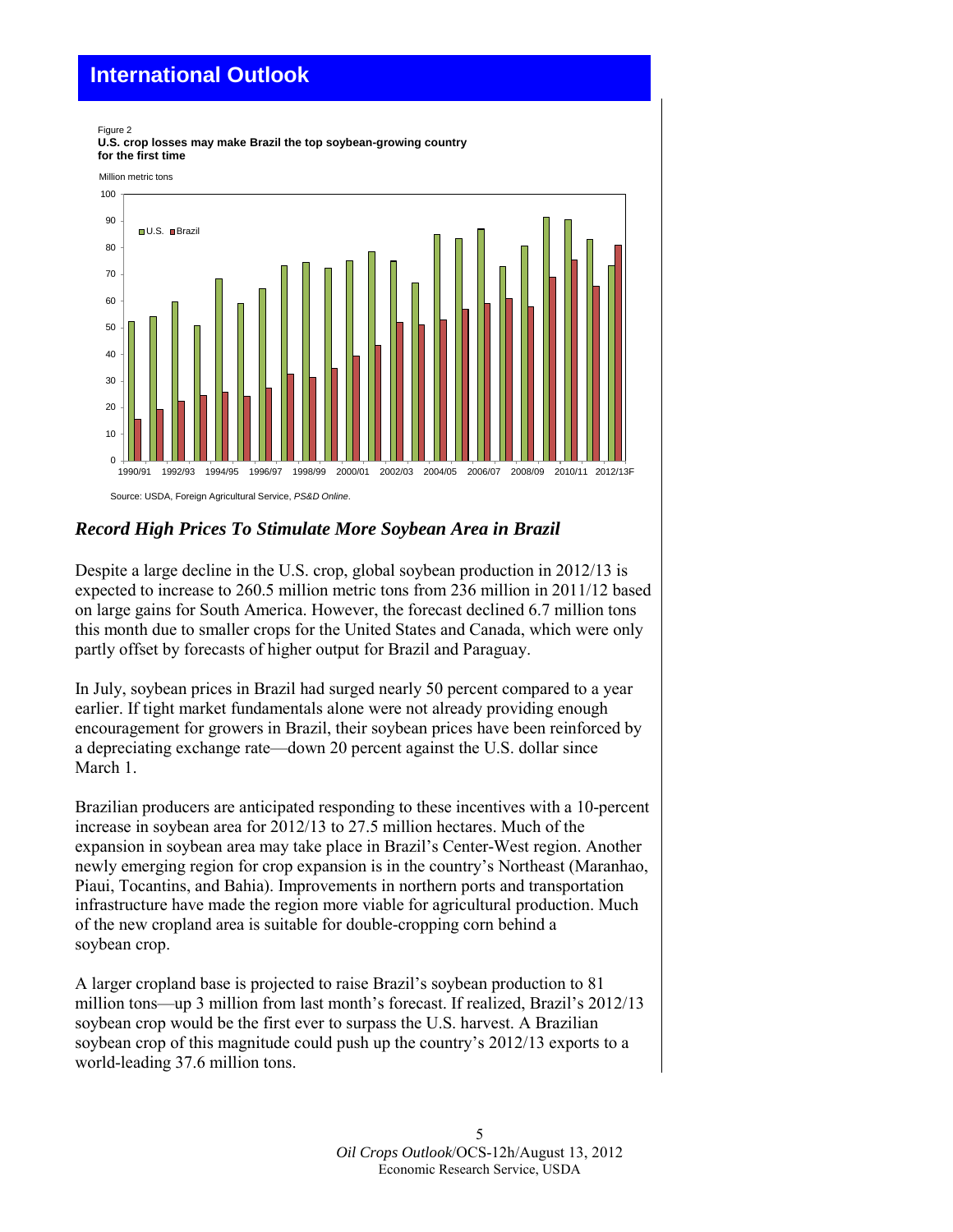## International Outlook

Figure 2

**U.S. crop losses may make Brazil the top soybean-growing country for the first time**

Source: USDA, Foreign Agricultural Service, *PS&D Online*.

### *Record High Prices To Stimulate More Soybean Area in Brazil*

Despite a large decline in the U.S. crop, global soybean production in 2012/13 is expected to increase to 260.5 million metric tons from 236 million in 2011/12 based on large gains for South America. However, the forecast declined 6.7 million tons this month due to smaller crops for the United States and Canada, which were only partly offset by forecasts of higher output for Brazil and Paraguay.

In July, soybean prices in Brazil had surged nearly 50 percent compared to a year earlier. If tight market fundamentals alone were not already providing enough encouragement for growers in Brazil, their soybean prices have been reinforced by a depreciating exchange rate—down 20 percent against the U.S. dollar since March 1.

Brazilian producers are anticipated responding to these incentives with a 10-percent increase in soybean area for 2012/13 to 27.5 million hectares. Much of the expansion in soybean area may take place in Brazil's Center-West region. Another newly emerging region for crop expansion is in the country's Northeast (Maranhao, Piaui, Tocantins, and Bahia). Improvements in northern ports and transportation infrastructure have made the region more viable for agricultural production. Much of the new cropland area is suitable for double-cropping corn behind a soybean crop.

A larger cropland base is projected to raise Brazil's soybean production to 81 million tons—up 3 million from last month's forecast. If realized, Brazil's 2012/13 soybean crop would be the first ever to surpass the U.S. harvest. A Brazilian soybean crop of this magnitude could push up the country's 2012/13 exports to a world-leading 37.6 million tons.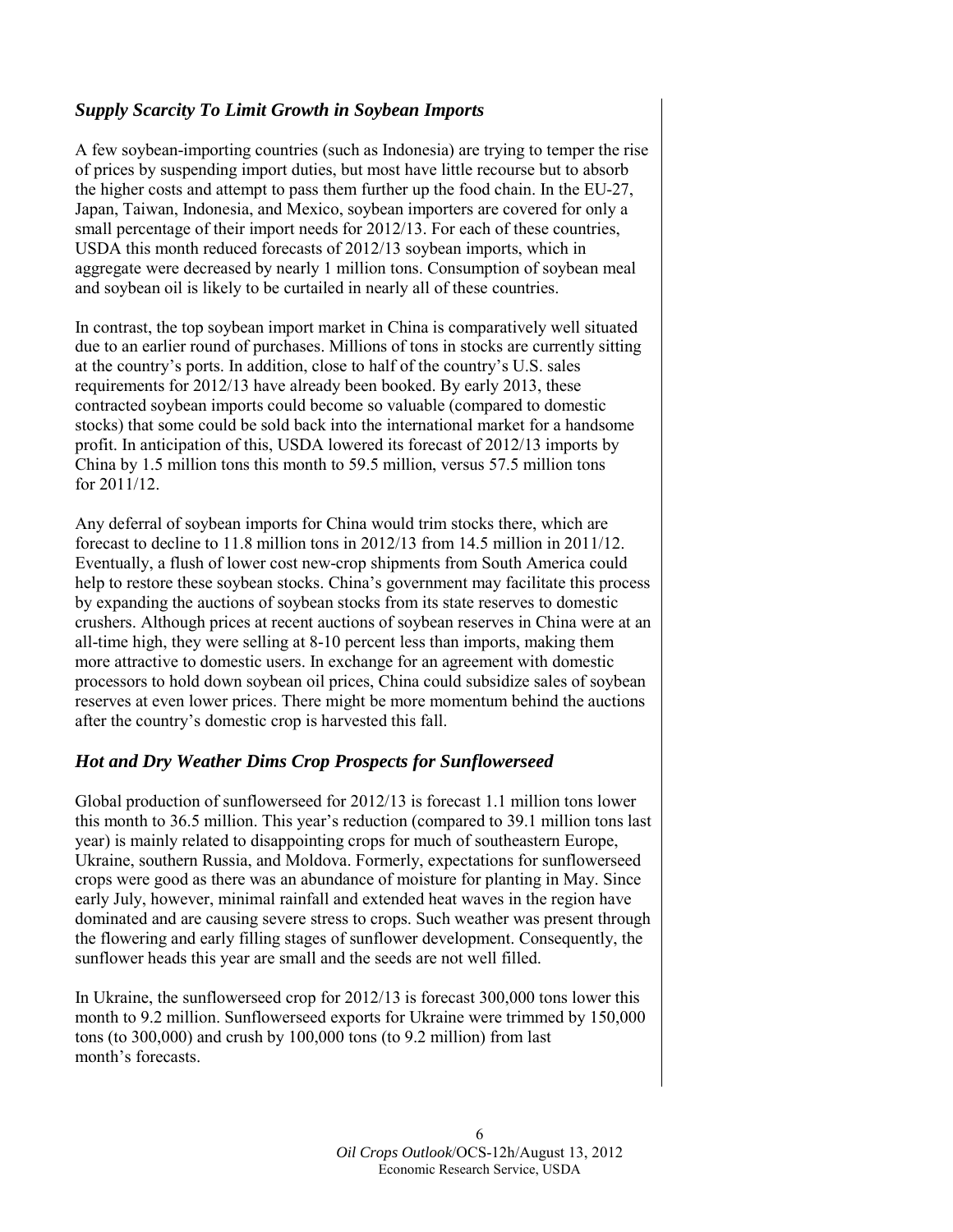## *Supply Scarcity To Limit Growth in Soybean Imports*

A few soybean-importing countries (such as Indonesia) are trying to temper the rise of prices by suspending import duties, but most have little recourse but to absorb the higher costs and attempt to pass them further up the food chain. In the EU-27, Japan, Taiwan, Indonesia, and Mexico, soybean importers are covered for only a small percentage of their import needs for 2012/13. For each of these countries, USDA this month reduced forecasts of 2012/13 soybean imports, which in aggregate were decreased by nearly 1 million tons. Consumption of soybean meal and soybean oil is likely to be curtailed in nearly all of these countries.

In contrast, the top soybean import market in China is comparatively well situated due to an earlier round of purchases. Millions of tons in stocks are currently sitting at the country's ports. In addition, close to half of the country's U.S. sales requirements for 2012/13 have already been booked. By early 2013, these contracted soybean imports could become so valuable (compared to domestic stocks) that some could be sold back into the international market for a handsome profit. In anticipation of this, USDA lowered its forecast of 2012/13 imports by China by 1.5 million tons this month to 59.5 million, versus 57.5 million tons for 2011/12.

Any deferral of soybean imports for China would trim stocks there, which are forecast to decline to 11.8 million tons in 2012/13 from 14.5 million in 2011/12. Eventually, a flush of lower cost new-crop shipments from South America could help to restore these soybean stocks. China's government may facilitate this process by expanding the auctions of soybean stocks from its state reserves to domestic crushers. Although prices at recent auctions of soybean reserves in China were at an all-time high, they were selling at 8-10 percent less than imports, making them more attractive to domestic users. In exchange for an agreement with domestic processors to hold down soybean oil prices, China could subsidize sales of soybean reserves at even lower prices. There might be more momentum behind the auctions after the country's domestic crop is harvested this fall.

## *Hot and Dry Weather Dims Crop Prospects for Sunflowerseed*

Global production of sunflowerseed for 2012/13 is forecast 1.1 million tons lower this month to 36.5 million. This year's reduction (compared to 39.1 million tons last year) is mainly related to disappointing crops for much of southeastern Europe, Ukraine, southern Russia, and Moldova. Formerly, expectations for sunflowerseed crops were good as there was an abundance of moisture for planting in May. Since early July, however, minimal rainfall and extended heat waves in the region have dominated and are causing severe stress to crops. Such weather was present through the flowering and early filling stages of sunflower development. Consequently, the sunflower heads this year are small and the seeds are not well filled.

In Ukraine, the sunflowerseed crop for 2012/13 is forecast 300,000 tons lower this month to 9.2 million. Sunflowerseed exports for Ukraine were trimmed by 150,000 tons (to 300,000) and crush by 100,000 tons (to 9.2 million) from last month's forecasts.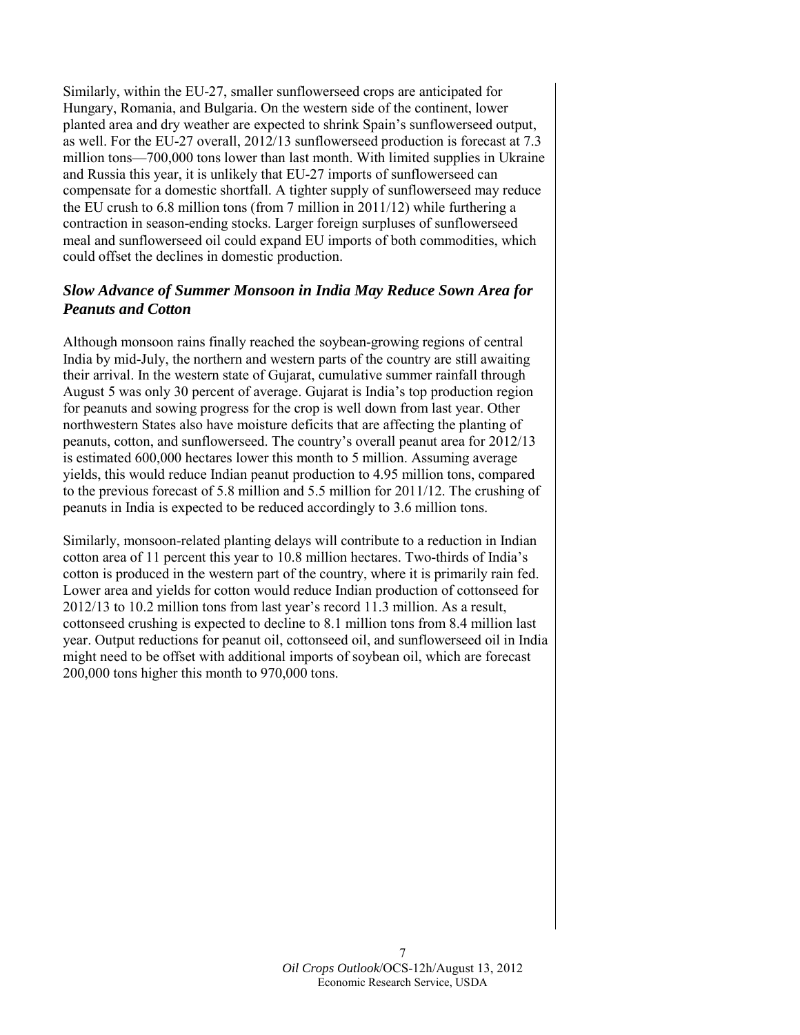Similarly, within the EU-27, smaller sunflowerseed crops are anticipated for Hungary, Romania, and Bulgaria. On the western side of the continent, lower planted area and dry weather are expected to shrink Spain's sunflowerseed output, as well. For the EU-27 overall, 2012/13 sunflowerseed production is forecast at 7.3 million tons—700,000 tons lower than last month. With limited supplies in Ukraine and Russia this year, it is unlikely that EU-27 imports of sunflowerseed can compensate for a domestic shortfall. A tighter supply of sunflowerseed may reduce the EU crush to 6.8 million tons (from 7 million in 2011/12) while furthering a contraction in season-ending stocks. Larger foreign surpluses of sunflowerseed meal and sunflowerseed oil could expand EU imports of both commodities, which could offset the declines in domestic production.

### *Slow Advance of Summer Monsoon in India May Reduce Sown Area for Peanuts and Cotton*

Although monsoon rains finally reached the soybean-growing regions of central India by mid-July, the northern and western parts of the country are still awaiting their arrival. In the western state of Gujarat, cumulative summer rainfall through August 5 was only 30 percent of average. Gujarat is India's top production region for peanuts and sowing progress for the crop is well down from last year. Other northwestern States also have moisture deficits that are affecting the planting of peanuts, cotton, and sunflowerseed. The country's overall peanut area for 2012/13 is estimated 600,000 hectares lower this month to 5 million. Assuming average yields, this would reduce Indian peanut production to 4.95 million tons, compared to the previous forecast of 5.8 million and 5.5 million for 2011/12. The crushing of peanuts in India is expected to be reduced accordingly to 3.6 million tons.

Similarly, monsoon-related planting delays will contribute to a reduction in Indian cotton area of 11 percent this year to 10.8 million hectares. Two-thirds of India's cotton is produced in the western part of the country, where it is primarily rain fed. Lower area and yields for cotton would reduce Indian production of cottonseed for 2012/13 to 10.2 million tons from last year's record 11.3 million. As a result, cottonseed crushing is expected to decline to 8.1 million tons from 8.4 million last year. Output reductions for peanut oil, cottonseed oil, and sunflowerseed oil in India might need to be offset with additional imports of soybean oil, which are forecast 200,000 tons higher this month to 970,000 tons.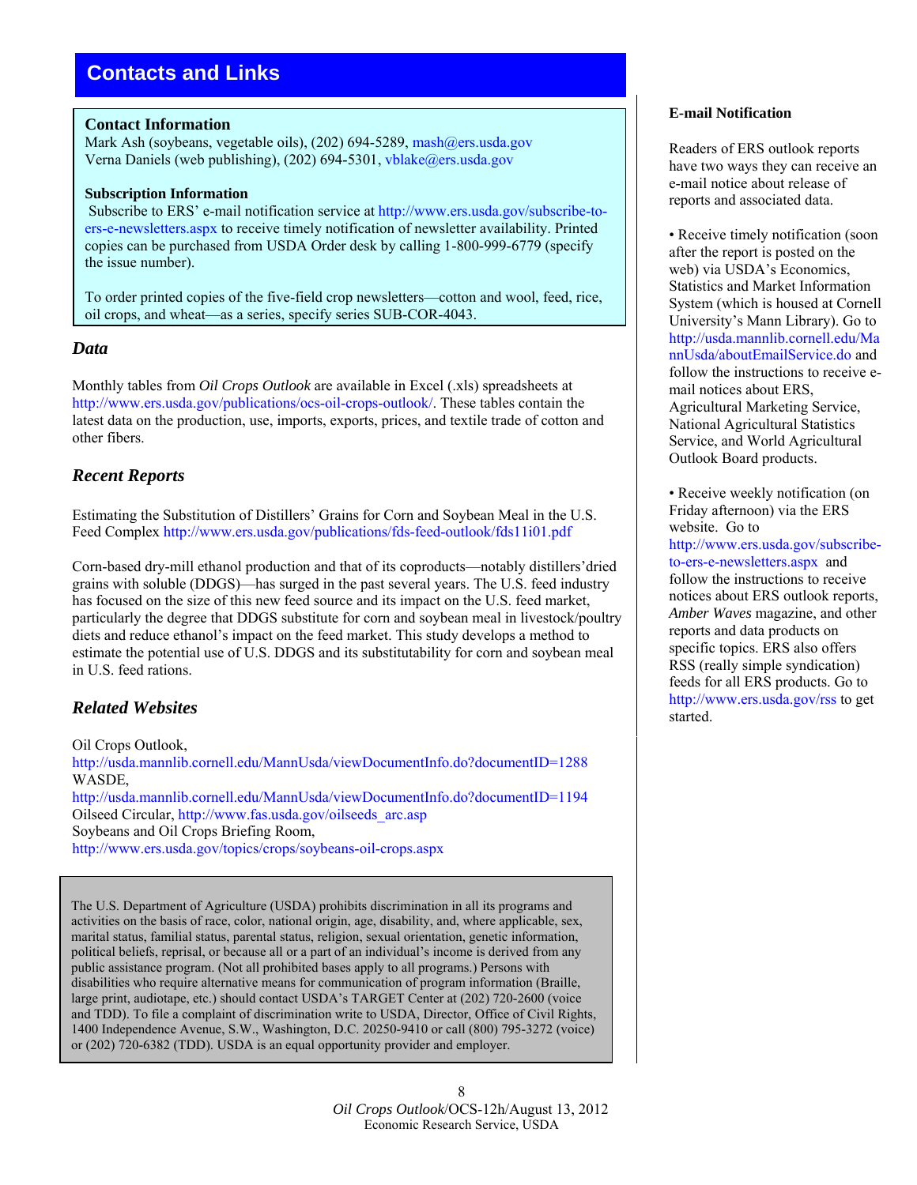# Contacts and Links

### Contact Information

Mark Ash (soybeans, vegetable oils), (202) 694-5289, mash@ers.usda.gov
Verna Daniels (web publishing), (202) 694-5301, vblake@ers.usda.gov

### Subscription Information

Subscribe to ERS' e-mail notification service at http://www.ers.usda.gov/subscribe-to-ers-e-newsletters.aspx to receive timely notification of newsletter availability. Printed copies can be purchased from USDA Order desk by calling 1-800-999-6779 (specify the issue number).

To order printed copies of the five-field crop newsletters—cotton and wool, feed, rice, oil crops, and wheat—as a series, specify series SUB-COR-4043.

## *Data*

Monthly tables from *Oil Crops Outlook* are available in Excel (.xls) spreadsheets at http://www.ers.usda.gov/publications/ocs-oil-crops-outlook/. These tables contain the latest data on the production, use, imports, exports, prices, and textile trade of cotton and other fibers.

## *Recent Reports*

Estimating the Substitution of Distillers' Grains for Corn and Soybean Meal in the U.S. Feed Complex http://www.ers.usda.gov/publications/fds-feed-outlook/fds11i01.pdf

Corn-based dry-mill ethanol production and that of its coproducts—notably distillers'dried grains with soluble (DDGS)—has surged in the past several years. The U.S. feed industry has focused on the size of this new feed source and its impact on the U.S. feed market, particularly the degree that DDGS substitute for corn and soybean meal in livestock/poultry diets and reduce ethanol's impact on the feed market. This study develops a method to estimate the potential use of U.S. DDGS and its substitutability for corn and soybean meal in U.S. feed rations.

## *Related Websites*

Oil Crops Outlook,
http://usda.mannlib.cornell.edu/MannUsda/viewDocumentInfo.do?documentID=1288
WASDE,
http://usda.mannlib.cornell.edu/MannUsda/viewDocumentInfo.do?documentID=1194
Oilseed Circular, http://www.fas.usda.gov/oilseeds_arc.asp
Soybeans and Oil Crops Briefing Room,
http://www.ers.usda.gov/topics/crops/soybeans-oil-crops.aspx

The U.S. Department of Agriculture (USDA) prohibits discrimination in all its programs and activities on the basis of race, color, national origin, age, disability, and, where applicable, sex, marital status, familial status, parental status, religion, sexual orientation, genetic information, political beliefs, reprisal, or because all or a part of an individual's income is derived from any public assistance program. (Not all prohibited bases apply to all programs.) Persons with disabilities who require alternative means for communication of program information (Braille, large print, audiotape, etc.) should contact USDA's TARGET Center at (202) 720-2600 (voice and TDD). To file a complaint of discrimination write to USDA, Director, Office of Civil Rights, 1400 Independence Avenue, S.W., Washington, D.C. 20250-9410 or call (800) 795-3272 (voice) or (202) 720-6382 (TDD). USDA is an equal opportunity provider and employer.

### E-mail Notification

Readers of ERS outlook reports have two ways they can receive an e-mail notice about release of reports and associated data.

- Receive timely notification (soon after the report is posted on the web) via USDA's Economics, Statistics and Market Information System (which is housed at Cornell University's Mann Library). Go to http://usda.mannlib.cornell.edu/MannUsda/aboutEmailService.do and follow the instructions to receive e-mail notices about ERS, Agricultural Marketing Service, National Agricultural Statistics Service, and World Agricultural Outlook Board products.

- Receive weekly notification (on Friday afternoon) via the ERS website. Go to http://www.ers.usda.gov/subscribe-to-ers-e-newsletters.aspx and follow the instructions to receive notices about ERS outlook reports, *Amber Waves* magazine, and other reports and data products on specific topics. ERS also offers RSS (really simple syndication) feeds for all ERS products. Go to http://www.ers.usda.gov/rss to get started.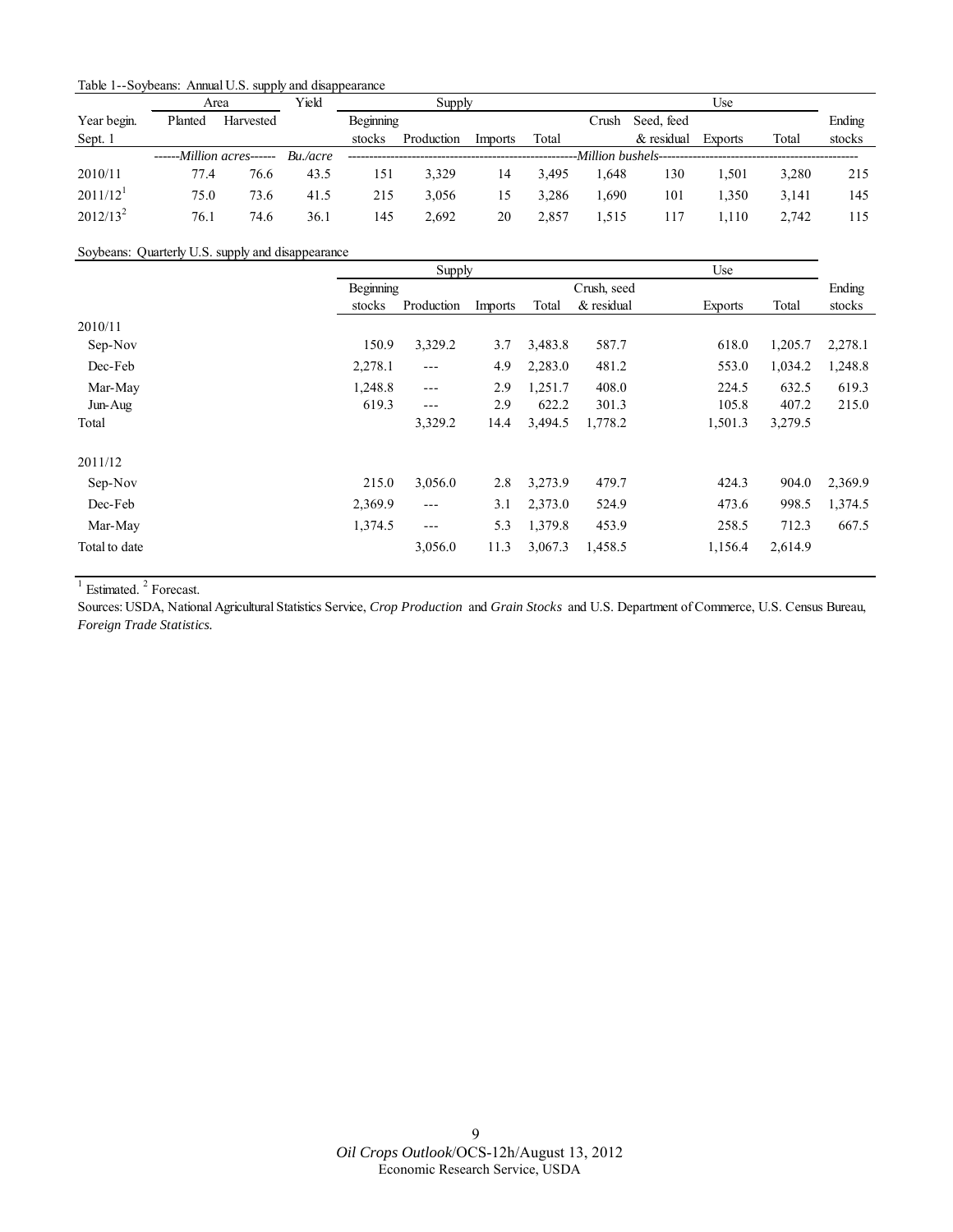Table 1--Soybeans: Annual U.S. supply and disappearance

| | Area | | Yield | Supply | | | | Use | | | | |
|---|---|---|---|---|---|---|---|---|---|---|---|---|
| Year begin. Sept. 1 | Planted | Harvested | | Beginning stocks | Production | Imports | Total | Crush | Seed, feed & residual | Exports | Total | Ending stocks |
| | *Million acres* | | *Bu./acre* | *Million bushels* | | | | | | | | |
| 2010/11 | 77.4 | 76.6 | 43.5 | 151 | 3,329 | 14 | 3,495 | 1,648 | 130 | 1,501 | 3,280 | 215 |
| 2011/12[1] | 75.0 | 73.6 | 41.5 | 215 | 3,056 | 15 | 3,286 | 1,690 | 101 | 1,350 | 3,141 | 145 |
| 2012/13[2] | 76.1 | 74.6 | 36.1 | 145 | 2,692 | 20 | 2,857 | 1,515 | 117 | 1,110 | 2,742 | 115 |

Soybeans: Quarterly U.S. supply and disappearance

| | Supply | | | | Use | | | |
|---|---|---|---|---|---|---|---|---|
| | Beginning stocks | Production | Imports | Total | Crush, seed & residual | Exports | Total | Ending stocks |
| 2010/11 | | | | | | | | |
| Sep-Nov | 150.9 | 3,329.2 | 3.7 | 3,483.8 | 587.7 | 618.0 | 1,205.7 | 2,278.1 |
| Dec-Feb | 2,278.1 | --- | 4.9 | 2,283.0 | 481.2 | 553.0 | 1,034.2 | 1,248.8 |
| Mar-May | 1,248.8 | --- | 2.9 | 1,251.7 | 408.0 | 224.5 | 632.5 | 619.3 |
| Jun-Aug | 619.3 | --- | 2.9 | 622.2 | 301.3 | 105.8 | 407.2 | 215.0 |
| Total | | 3,329.2 | 14.4 | 3,494.5 | 1,778.2 | 1,501.3 | 3,279.5 | |
| 2011/12 | | | | | | | | |
| Sep-Nov | 215.0 | 3,056.0 | 2.8 | 3,273.9 | 479.7 | 424.3 | 904.0 | 2,369.9 |
| Dec-Feb | 2,369.9 | --- | 3.1 | 2,373.0 | 524.9 | 473.6 | 998.5 | 1,374.5 |
| Mar-May | 1,374.5 | --- | 5.3 | 1,379.8 | 453.9 | 258.5 | 712.3 | 667.5 |
| Total to date | | 3,056.0 | 11.3 | 3,067.3 | 1,458.5 | 1,156.4 | 2,614.9 | |

[1] Estimated. [2] Forecast.

Sources: USDA, National Agricultural Statistics Service, *Crop Production* and *Grain Stocks* and U.S. Department of Commerce, U.S. Census Bureau, *Foreign Trade Statistics.*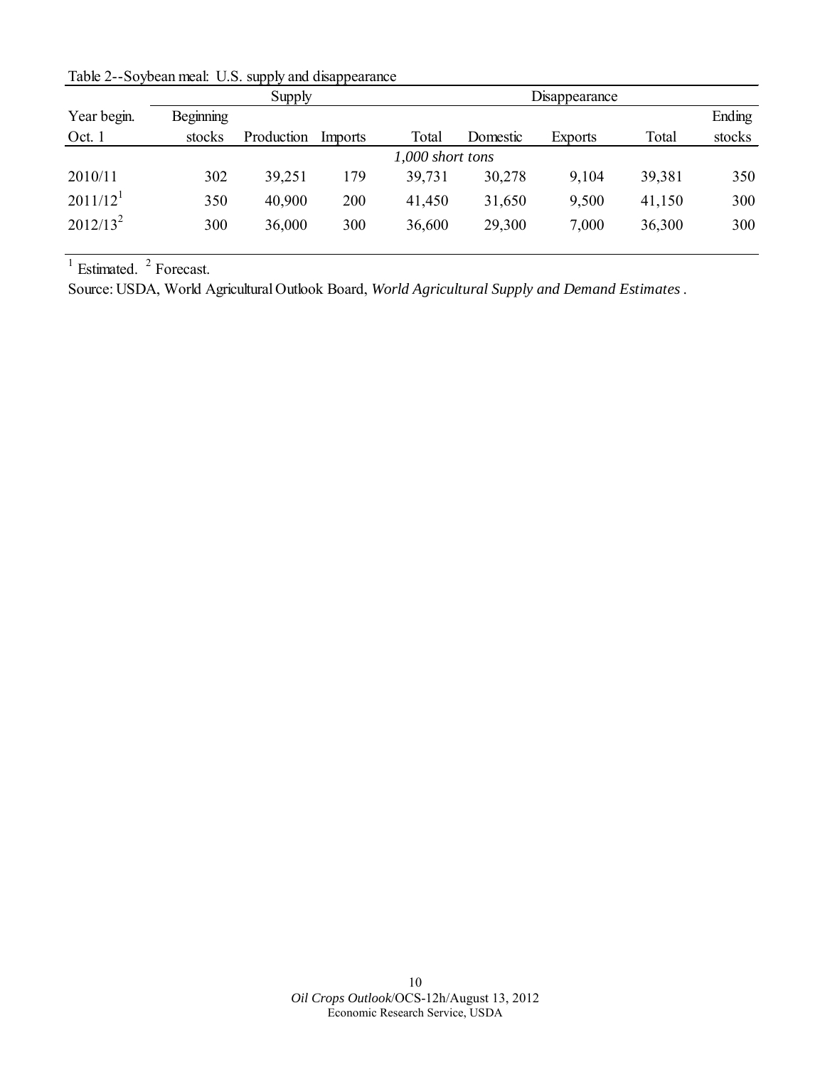Table 2--Soybean meal: U.S. supply and disappearance

| | Supply | | | | Disappearance | | | |
|---|---|---|---|---|---|---|---|---|
| Year begin. Oct. 1 | Beginning stocks | Production | Imports | Total | Domestic | Exports | Total | Ending stocks |
| | | | | *1,000 short tons* | | | | |
| 2010/11 | 302 | 39,251 | 179 | 39,731 | 30,278 | 9,104 | 39,381 | 350 |
| 2011/12[1] | 350 | 40,900 | 200 | 41,450 | 31,650 | 9,500 | 41,150 | 300 |
| 2012/13[2] | 300 | 36,000 | 300 | 36,600 | 29,300 | 7,000 | 36,300 | 300 |

[1] Estimated. [2] Forecast.

Source: USDA, World Agricultural Outlook Board, *World Agricultural Supply and Demand Estimates*.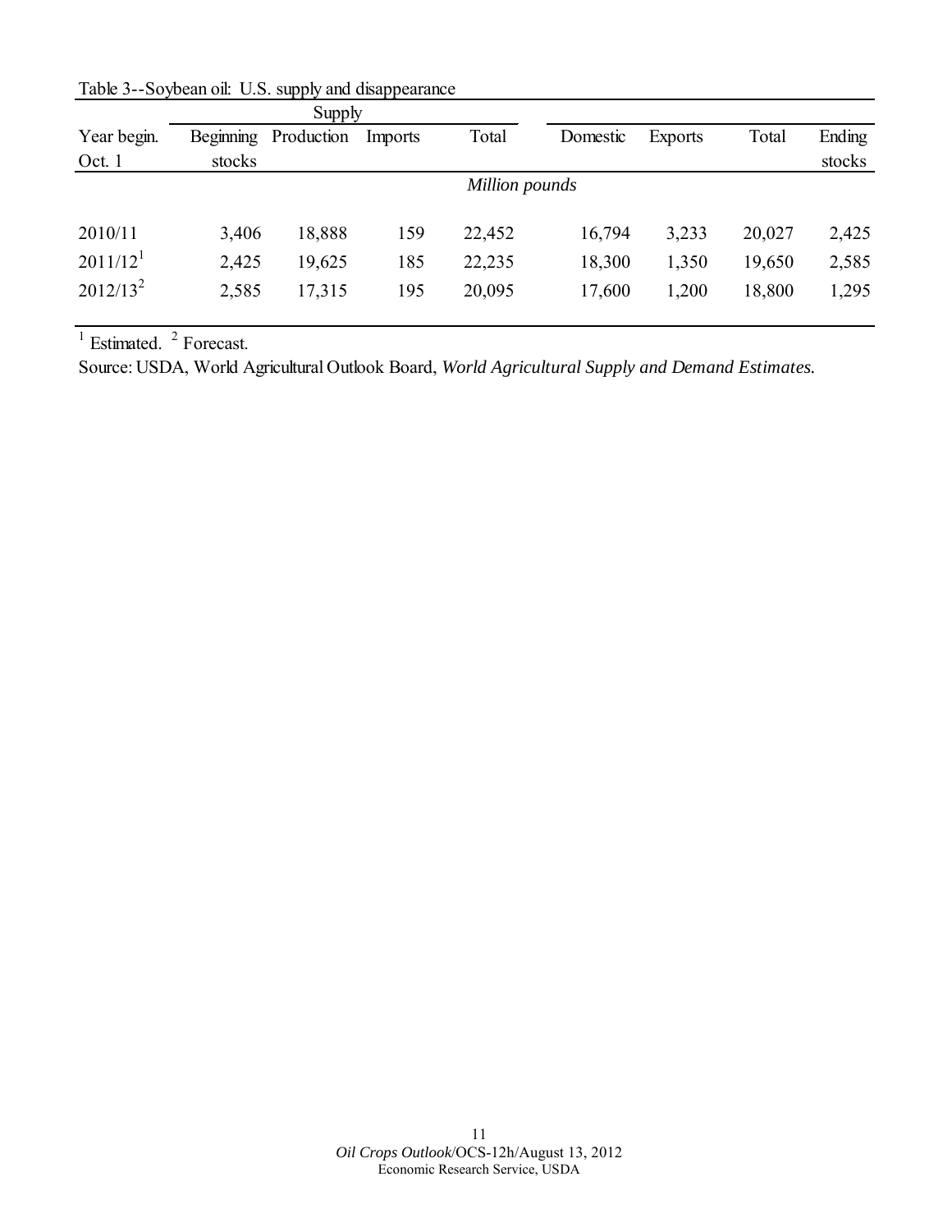Table 3--Soybean oil: U.S. supply and disappearance

| Year begin. Oct. 1 | Supply | | | | Disappearance | | | |
|---|---|---|---|---|---|---|---|---|
| | Beginning stocks | Production | Imports | Total | Domestic | Exports | Total | Ending stocks |
| | *Million pounds* | | | | | | | |
| 2010/11 | 3,406 | 18,888 | 159 | 22,452 | 16,794 | 3,233 | 20,027 | 2,425 |
| 2011/12[1] | 2,425 | 19,625 | 185 | 22,235 | 18,300 | 1,350 | 19,650 | 2,585 |
| 2012/13[2] | 2,585 | 17,315 | 195 | 20,095 | 17,600 | 1,200 | 18,800 | 1,295 |

[1] Estimated. [2] Forecast.

Source: USDA, World Agricultural Outlook Board, *World Agricultural Supply and Demand Estimates.*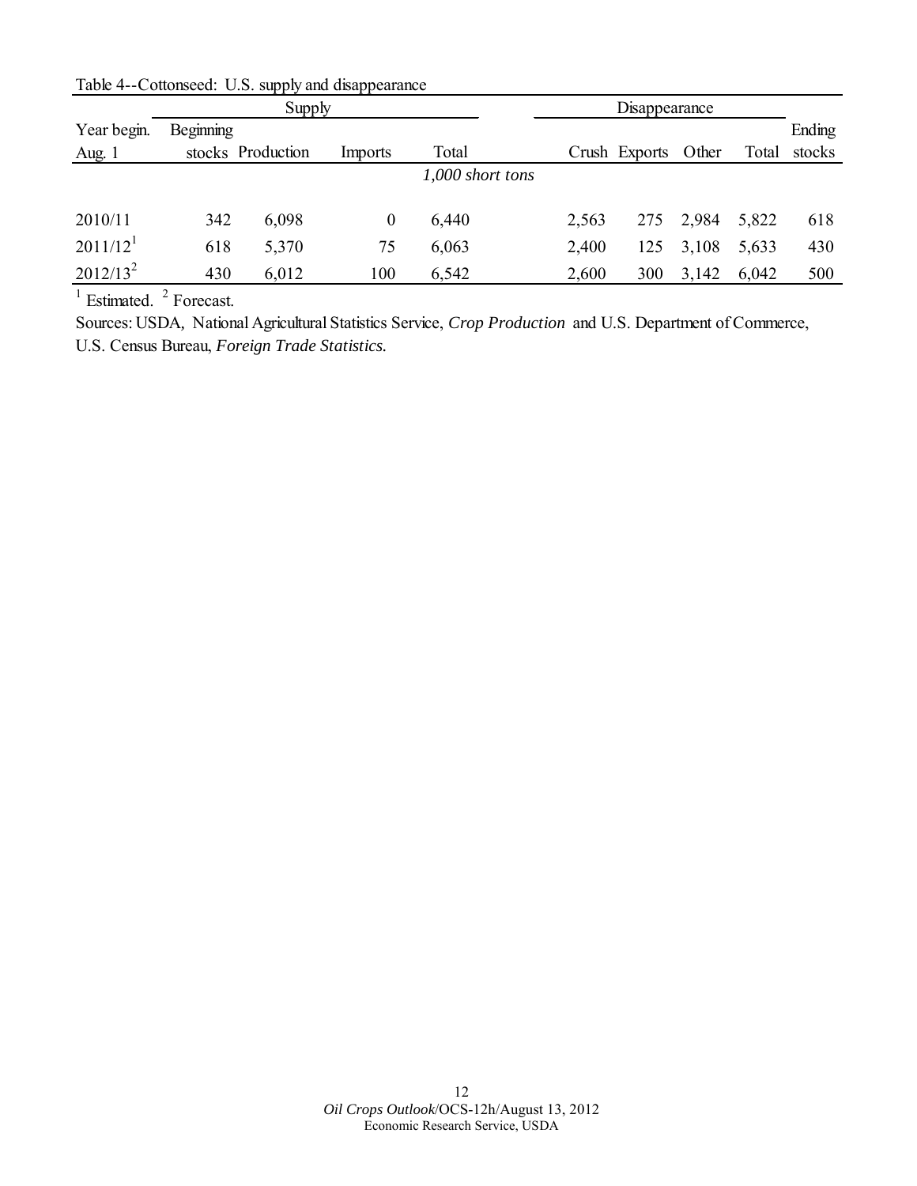Table 4--Cottonseed: U.S. supply and disappearance

| Year begin. Aug. 1 | Supply | | | | Disappearance | | | | Ending stocks |
|---|---|---|---|---|---|---|---|---|---|
| | Beginning stocks | Production | Imports | Total | Crush | Exports | Other | Total | |
| | *1,000 short tons* | | | | | | | | |
| 2010/11 | 342 | 6,098 | 0 | 6,440 | 2,563 | 275 | 2,984 | 5,822 | 618 |
| 2011/12[1] | 618 | 5,370 | 75 | 6,063 | 2,400 | 125 | 3,108 | 5,633 | 430 |
| 2012/13[2] | 430 | 6,012 | 100 | 6,542 | 2,600 | 300 | 3,142 | 6,042 | 500 |

[1] Estimated. [2] Forecast.

Sources: USDA, National Agricultural Statistics Service, *Crop Production* and U.S. Department of Commerce, U.S. Census Bureau, *Foreign Trade Statistics.*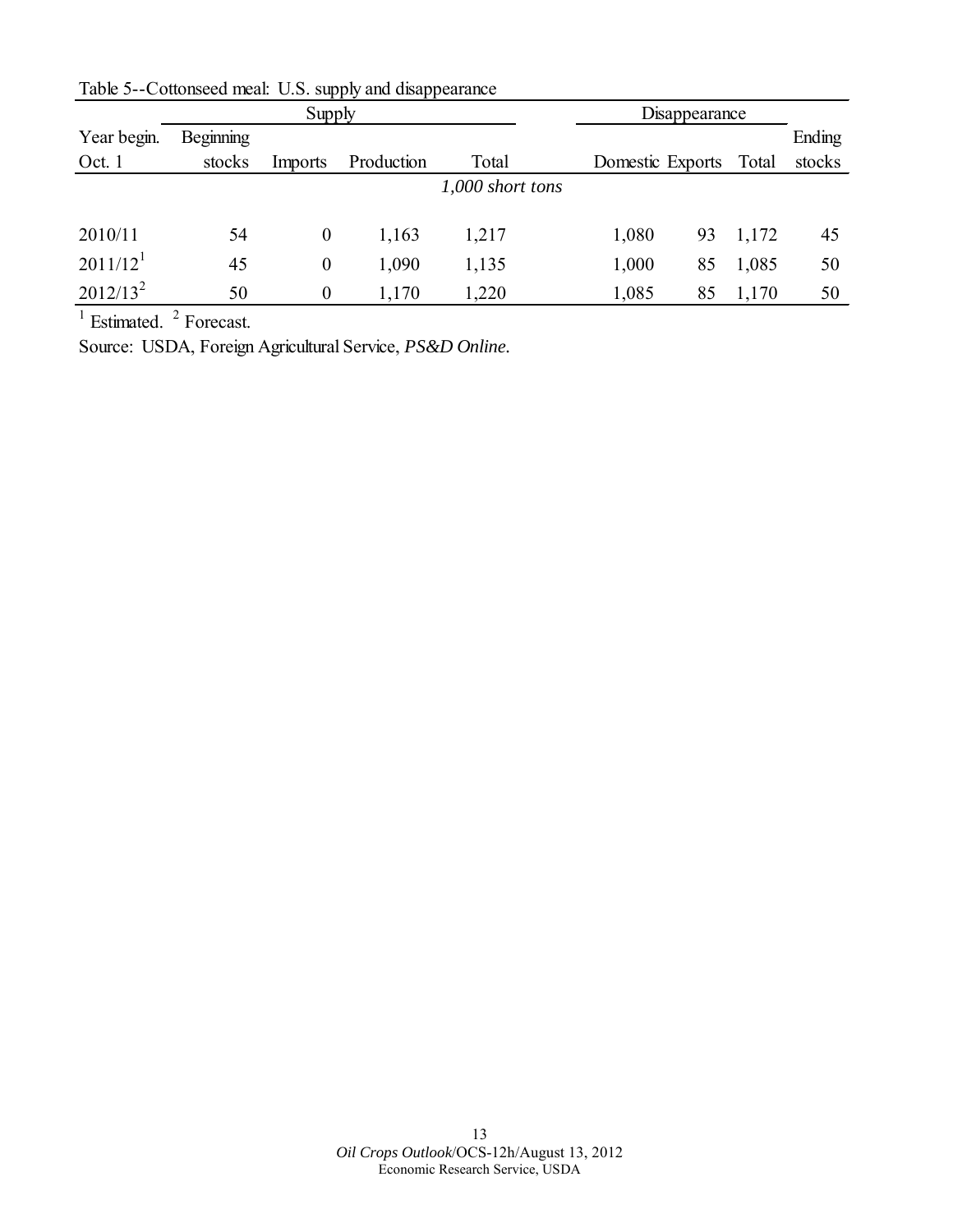Table 5--Cottonseed meal: U.S. supply and disappearance

| Year begin. Oct. 1 | Supply | | | | Disappearance | | | Ending stocks |
|---|---|---|---|---|---|---|---|---|
| | Beginning stocks | Imports | Production | Total | Domestic | Exports | Total | |
| | | | | *1,000 short tons* | | | | |
| 2010/11 | 54 | 0 | 1,163 | 1,217 | 1,080 | 93 | 1,172 | 45 |
| 2011/12[1] | 45 | 0 | 1,090 | 1,135 | 1,000 | 85 | 1,085 | 50 |
| 2012/13[2] | 50 | 0 | 1,170 | 1,220 | 1,085 | 85 | 1,170 | 50 |

[1] Estimated. [2] Forecast.

Source: USDA, Foreign Agricultural Service, *PS&D Online*.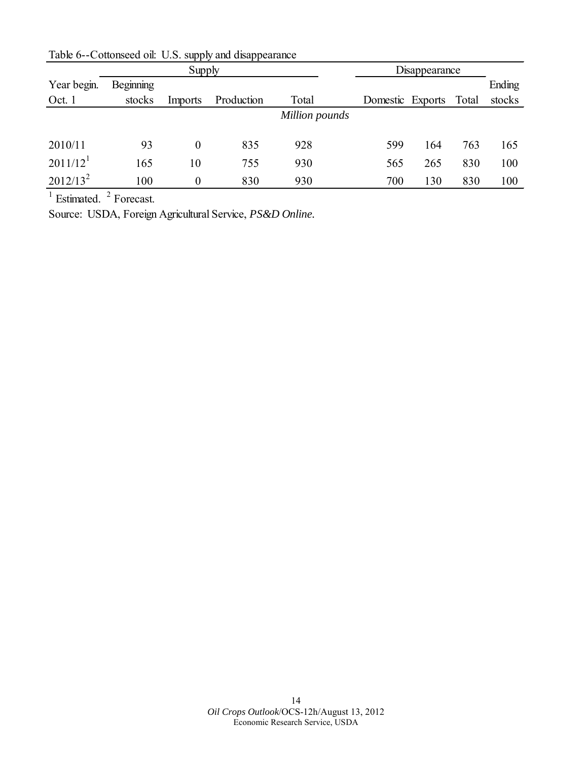Table 6--Cottonseed oil: U.S. supply and disappearance

| | Supply | | | | Disappearance | | | |
|---|---|---|---|---|---|---|---|---|
| Year begin. Oct. 1 | Beginning stocks | Imports | Production | Total | Domestic | Exports | Total | Ending stocks |
| | | | | *Million pounds* | | | | |
| 2010/11 | 93 | 0 | 835 | 928 | 599 | 164 | 763 | 165 |
| 2011/12[1] | 165 | 10 | 755 | 930 | 565 | 265 | 830 | 100 |
| 2012/13[2] | 100 | 0 | 830 | 930 | 700 | 130 | 830 | 100 |

[1] Estimated. [2] Forecast.

Source: USDA, Foreign Agricultural Service, *PS&D Online*.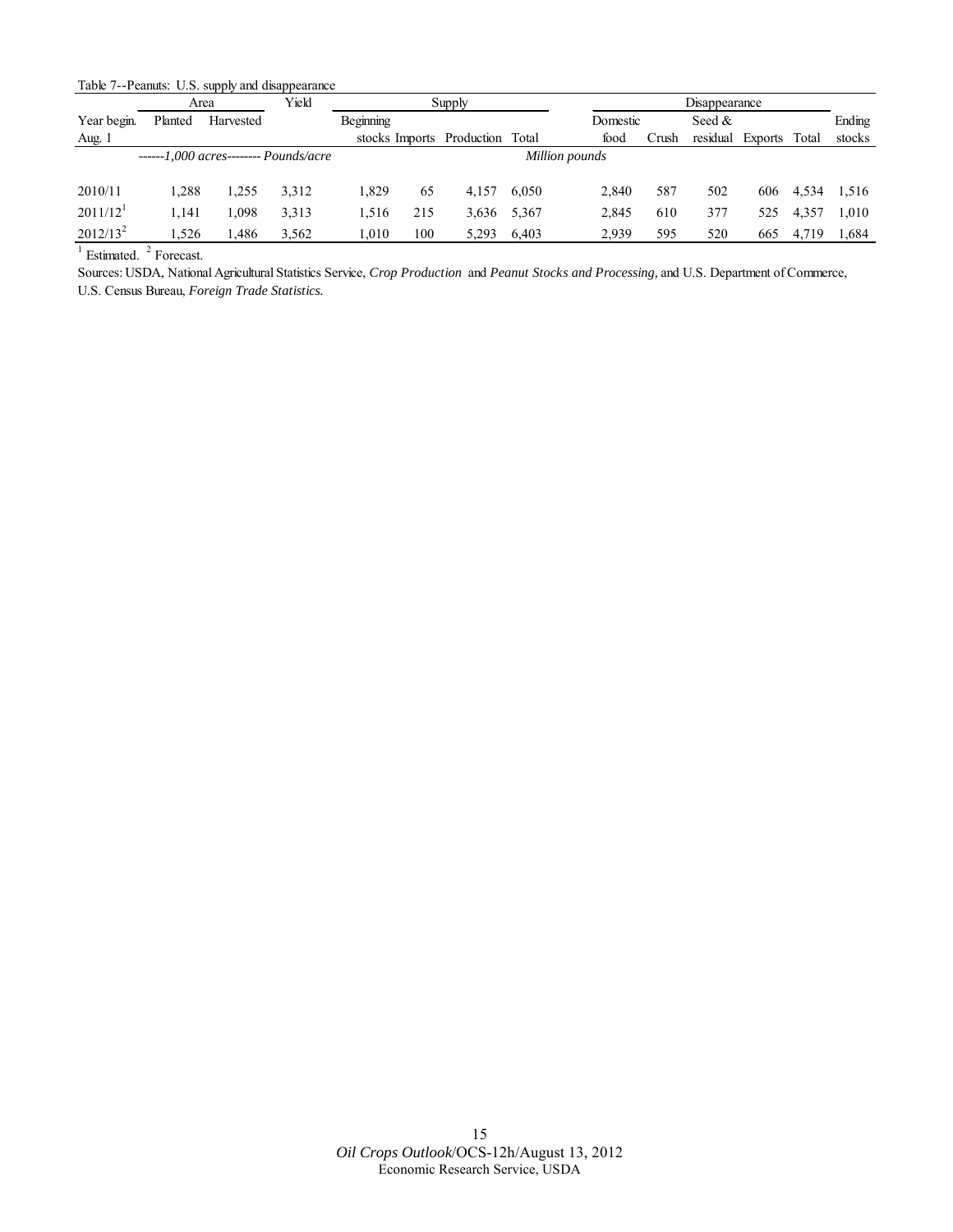Table 7--Peanuts: U.S. supply and disappearance

| Year begin. Aug. 1 | Area | | Yield | Supply | | | | Disappearance | | | | | Ending stocks |
|---|---|---|---|---|---|---|---|---|---|---|---|---|---|
| | Planted | Harvested | | Beginning stocks | Imports | Production | Total | Domestic food | Crush | Seed & residual | Exports | Total | |
| | ------1,000 acres-------- | | *Pounds/acre* | *Million pounds* | | | | | | | | | |
| 2010/11 | 1,288 | 1,255 | 3,312 | 1,829 | 65 | 4,157 | 6,050 | 2,840 | 587 | 502 | 606 | 4,534 | 1,516 |
| 2011/12[1] | 1,141 | 1,098 | 3,313 | 1,516 | 215 | 3,636 | 5,367 | 2,845 | 610 | 377 | 525 | 4,357 | 1,010 |
| 2012/13[2] | 1,526 | 1,486 | 3,562 | 1,010 | 100 | 5,293 | 6,403 | 2,939 | 595 | 520 | 665 | 4,719 | 1,684 |

[1] Estimated. [2] Forecast.

Sources: USDA, National Agricultural Statistics Service, *Crop Production* and *Peanut Stocks and Processing*, and U.S. Department of Commerce, U.S. Census Bureau, *Foreign Trade Statistics.*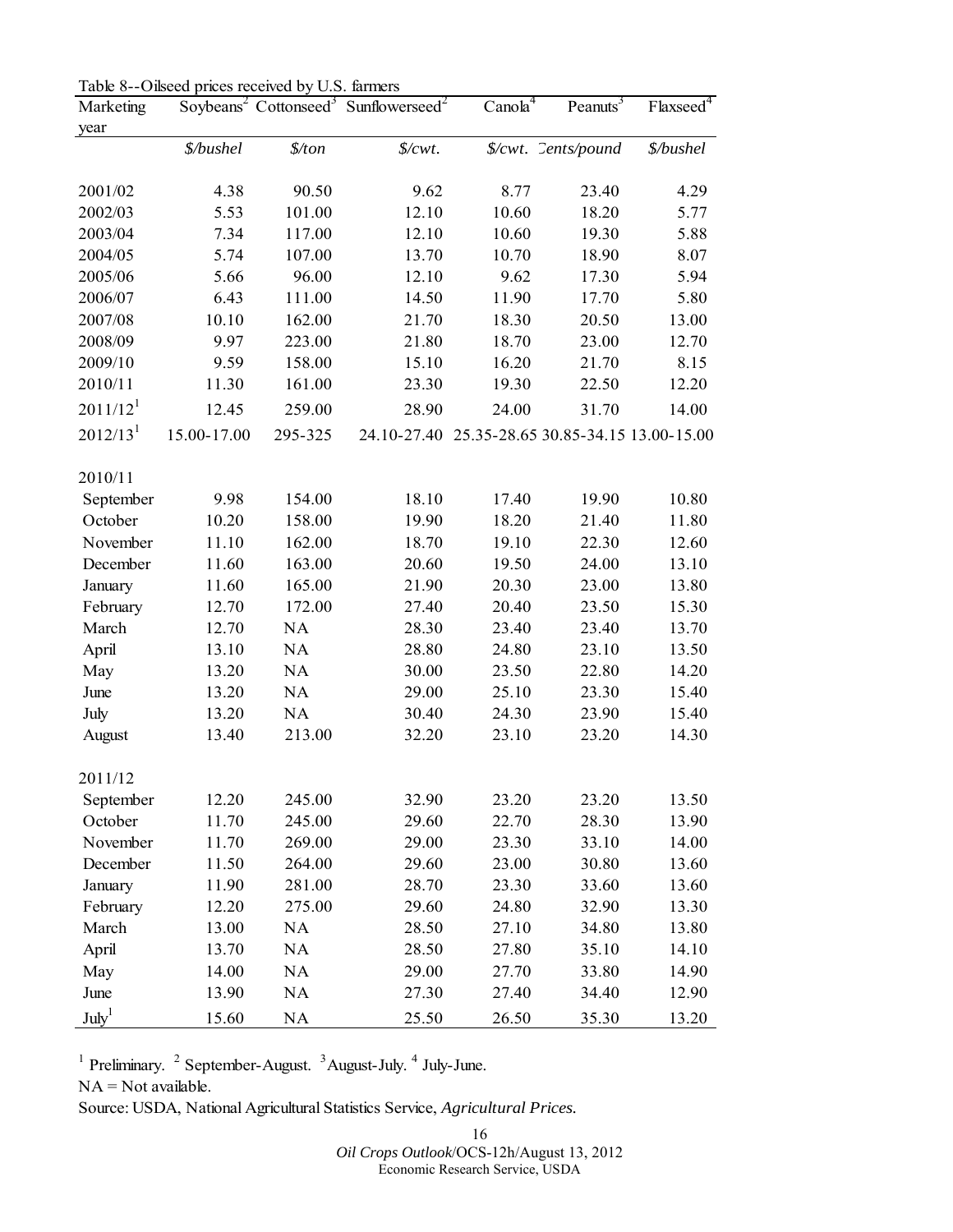Table 8--Oilseed prices received by U.S. farmers

| Marketing year | Soybeans[2] | Cottonseed[3] | Sunflowerseed[2] | Canola[4] | Peanuts[3] | Flaxseed[4] |
|---|---|---|---|---|---|---|
| | *$/bushel* | *$/ton* | *$/cwt.* | *$/cwt.* | *Cents/pound* | *$/bushel* |
| 2001/02 | 4.38 | 90.50 | 9.62 | 8.77 | 23.40 | 4.29 |
| 2002/03 | 5.53 | 101.00 | 12.10 | 10.60 | 18.20 | 5.77 |
| 2003/04 | 7.34 | 117.00 | 12.10 | 10.60 | 19.30 | 5.88 |
| 2004/05 | 5.74 | 107.00 | 13.70 | 10.70 | 18.90 | 8.07 |
| 2005/06 | 5.66 | 96.00 | 12.10 | 9.62 | 17.30 | 5.94 |
| 2006/07 | 6.43 | 111.00 | 14.50 | 11.90 | 17.70 | 5.80 |
| 2007/08 | 10.10 | 162.00 | 21.70 | 18.30 | 20.50 | 13.00 |
| 2008/09 | 9.97 | 223.00 | 21.80 | 18.70 | 23.00 | 12.70 |
| 2009/10 | 9.59 | 158.00 | 15.10 | 16.20 | 21.70 | 8.15 |
| 2010/11 | 11.30 | 161.00 | 23.30 | 19.30 | 22.50 | 12.20 |
| 2011/12[1] | 12.45 | 259.00 | 28.90 | 24.00 | 31.70 | 14.00 |
| 2012/13[1] | 15.00-17.00 | 295-325 | 24.10-27.40 | 25.35-28.65 | 30.85-34.15 | 13.00-15.00 |
| | | | | | | |
| 2010/11 | | | | | | |
| September | 9.98 | 154.00 | 18.10 | 17.40 | 19.90 | 10.80 |
| October | 10.20 | 158.00 | 19.90 | 18.20 | 21.40 | 11.80 |
| November | 11.10 | 162.00 | 18.70 | 19.10 | 22.30 | 12.60 |
| December | 11.60 | 163.00 | 20.60 | 19.50 | 24.00 | 13.10 |
| January | 11.60 | 165.00 | 21.90 | 20.30 | 23.00 | 13.80 |
| February | 12.70 | 172.00 | 27.40 | 20.40 | 23.50 | 15.30 |
| March | 12.70 | NA | 28.30 | 23.40 | 23.40 | 13.70 |
| April | 13.10 | NA | 28.80 | 24.80 | 23.10 | 13.50 |
| May | 13.20 | NA | 30.00 | 23.50 | 22.80 | 14.20 |
| June | 13.20 | NA | 29.00 | 25.10 | 23.30 | 15.40 |
| July | 13.20 | NA | 30.40 | 24.30 | 23.90 | 15.40 |
| August | 13.40 | 213.00 | 32.20 | 23.10 | 23.20 | 14.30 |
| | | | | | | |
| 2011/12 | | | | | | |
| September | 12.20 | 245.00 | 32.90 | 23.20 | 23.20 | 13.50 |
| October | 11.70 | 245.00 | 29.60 | 22.70 | 28.30 | 13.90 |
| November | 11.70 | 269.00 | 29.00 | 23.30 | 33.10 | 14.00 |
| December | 11.50 | 264.00 | 29.60 | 23.00 | 30.80 | 13.60 |
| January | 11.90 | 281.00 | 28.70 | 23.30 | 33.60 | 13.60 |
| February | 12.20 | 275.00 | 29.60 | 24.80 | 32.90 | 13.30 |
| March | 13.00 | NA | 28.50 | 27.10 | 34.80 | 13.80 |
| April | 13.70 | NA | 28.50 | 27.80 | 35.10 | 14.10 |
| May | 14.00 | NA | 29.00 | 27.70 | 33.80 | 14.90 |
| June | 13.90 | NA | 27.30 | 27.40 | 34.40 | 12.90 |
| July[1] | 15.60 | NA | 25.50 | 26.50 | 35.30 | 13.20 |

[1] Preliminary. [2] September-August. [3] August-July. [4] July-June.

NA = Not available.

Source: USDA, National Agricultural Statistics Service, *Agricultural Prices.*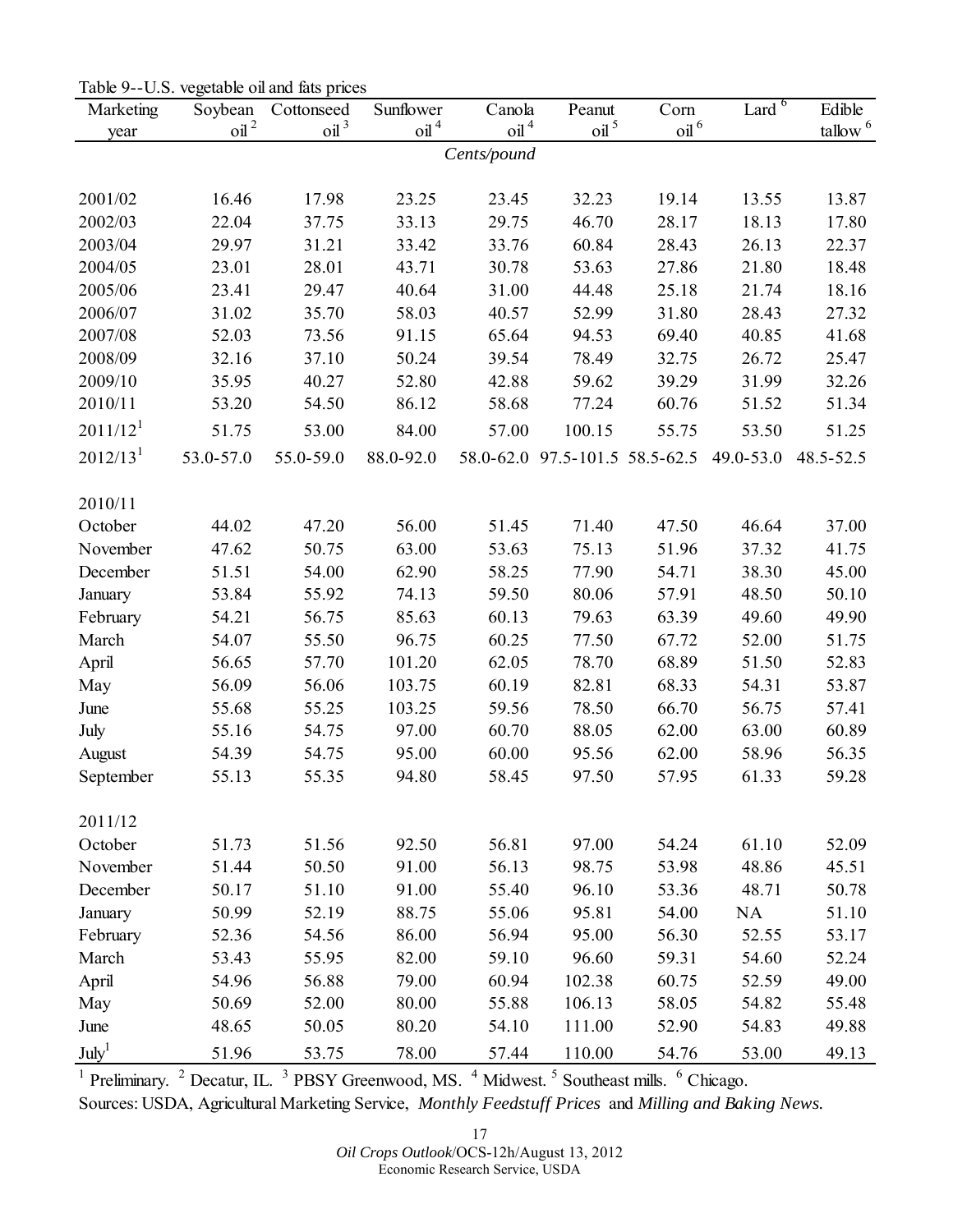Table 9--U.S. vegetable oil and fats prices

| Marketing year | Soybean oil [2] | Cottonseed oil [3] | Sunflower oil [4] | Canola oil [4] | Peanut oil [5] | Corn oil [6] | Lard [6] | Edible tallow [6] |
|---|---|---|---|---|---|---|---|---|
| | | | | Cents/pound | | | | |
| 2001/02 | 16.46 | 17.98 | 23.25 | 23.45 | 32.23 | 19.14 | 13.55 | 13.87 |
| 2002/03 | 22.04 | 37.75 | 33.13 | 29.75 | 46.70 | 28.17 | 18.13 | 17.80 |
| 2003/04 | 29.97 | 31.21 | 33.42 | 33.76 | 60.84 | 28.43 | 26.13 | 22.37 |
| 2004/05 | 23.01 | 28.01 | 43.71 | 30.78 | 53.63 | 27.86 | 21.80 | 18.48 |
| 2005/06 | 23.41 | 29.47 | 40.64 | 31.00 | 44.48 | 25.18 | 21.74 | 18.16 |
| 2006/07 | 31.02 | 35.70 | 58.03 | 40.57 | 52.99 | 31.80 | 28.43 | 27.32 |
| 2007/08 | 52.03 | 73.56 | 91.15 | 65.64 | 94.53 | 69.40 | 40.85 | 41.68 |
| 2008/09 | 32.16 | 37.10 | 50.24 | 39.54 | 78.49 | 32.75 | 26.72 | 25.47 |
| 2009/10 | 35.95 | 40.27 | 52.80 | 42.88 | 59.62 | 39.29 | 31.99 | 32.26 |
| 2010/11 | 53.20 | 54.50 | 86.12 | 58.68 | 77.24 | 60.76 | 51.52 | 51.34 |
| 2011/12 [1] | 51.75 | 53.00 | 84.00 | 57.00 | 100.15 | 55.75 | 53.50 | 51.25 |
| 2012/13 [1] | 53.0-57.0 | 55.0-59.0 | 88.0-92.0 | 58.0-62.0 | 97.5-101.5 | 58.5-62.5 | 49.0-53.0 | 48.5-52.5 |
| **2010/11** | | | | | | | | |
| October | 44.02 | 47.20 | 56.00 | 51.45 | 71.40 | 47.50 | 46.64 | 37.00 |
| November | 47.62 | 50.75 | 63.00 | 53.63 | 75.13 | 51.96 | 37.32 | 41.75 |
| December | 51.51 | 54.00 | 62.90 | 58.25 | 77.90 | 54.71 | 38.30 | 45.00 |
| January | 53.84 | 55.92 | 74.13 | 59.50 | 80.06 | 57.91 | 48.50 | 50.10 |
| February | 54.21 | 56.75 | 85.63 | 60.13 | 79.63 | 63.39 | 49.60 | 49.90 |
| March | 54.07 | 55.50 | 96.75 | 60.25 | 77.50 | 67.72 | 52.00 | 51.75 |
| April | 56.65 | 57.70 | 101.20 | 62.05 | 78.70 | 68.89 | 51.50 | 52.83 |
| May | 56.09 | 56.06 | 103.75 | 60.19 | 82.81 | 68.33 | 54.31 | 53.87 |
| June | 55.68 | 55.25 | 103.25 | 59.56 | 78.50 | 66.70 | 56.75 | 57.41 |
| July | 55.16 | 54.75 | 97.00 | 60.70 | 88.05 | 62.00 | 63.00 | 60.89 |
| August | 54.39 | 54.75 | 95.00 | 60.00 | 95.56 | 62.00 | 58.96 | 56.35 |
| September | 55.13 | 55.35 | 94.80 | 58.45 | 97.50 | 57.95 | 61.33 | 59.28 |
| **2011/12** | | | | | | | | |
| October | 51.73 | 51.56 | 92.50 | 56.81 | 97.00 | 54.24 | 61.10 | 52.09 |
| November | 51.44 | 50.50 | 91.00 | 56.13 | 98.75 | 53.98 | 48.86 | 45.51 |
| December | 50.17 | 51.10 | 91.00 | 55.40 | 96.10 | 53.36 | 48.71 | 50.78 |
| January | 50.99 | 52.19 | 88.75 | 55.06 | 95.81 | 54.00 | NA | 51.10 |
| February | 52.36 | 54.56 | 86.00 | 56.94 | 95.00 | 56.30 | 52.55 | 53.17 |
| March | 53.43 | 55.95 | 82.00 | 59.10 | 96.60 | 59.31 | 54.60 | 52.24 |
| April | 54.96 | 56.88 | 79.00 | 60.94 | 102.38 | 60.75 | 52.59 | 49.00 |
| May | 50.69 | 52.00 | 80.00 | 55.88 | 106.13 | 58.05 | 54.82 | 55.48 |
| June | 48.65 | 50.05 | 80.20 | 54.10 | 111.00 | 52.90 | 54.83 | 49.88 |
| July [1] | 51.96 | 53.75 | 78.00 | 57.44 | 110.00 | 54.76 | 53.00 | 49.13 |

[1] Preliminary. [2] Decatur, IL. [3] PBSY Greenwood, MS. [4] Midwest. [5] Southeast mills. [6] Chicago.

Sources: USDA, Agricultural Marketing Service, *Monthly Feedstuff Prices* and *Milling and Baking News.*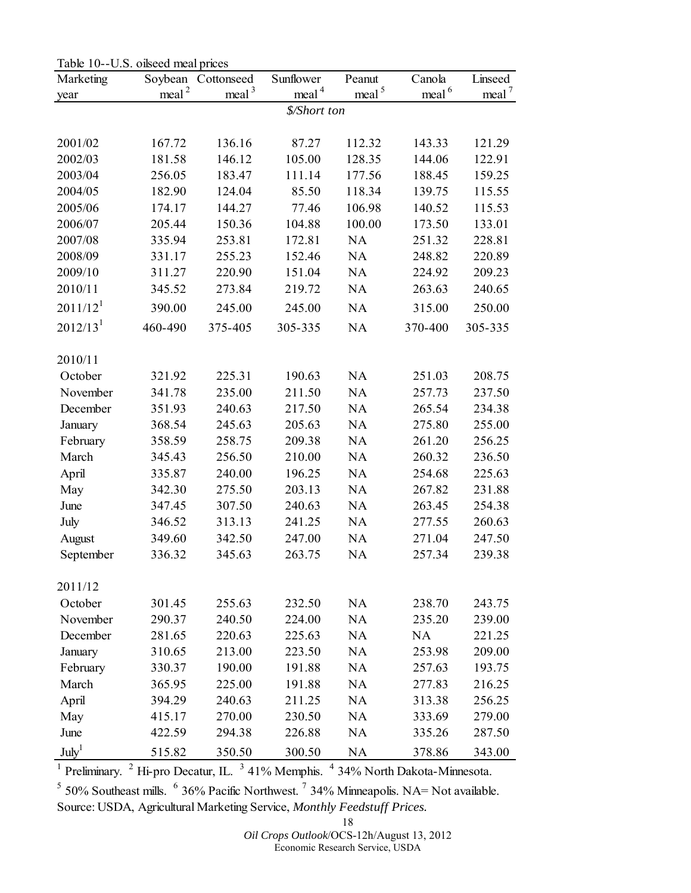Table 10--U.S. oilseed meal prices

| Marketing year | Soybean meal [2] | Cottonseed meal [3] | Sunflower meal [4] | Peanut meal [5] | Canola meal [6] | Linseed meal [7] |
|---|---|---|---|---|---|---|
| | | | *$/Short ton* | | | |
| 2001/02 | 167.72 | 136.16 | 87.27 | 112.32 | 143.33 | 121.29 |
| 2002/03 | 181.58 | 146.12 | 105.00 | 128.35 | 144.06 | 122.91 |
| 2003/04 | 256.05 | 183.47 | 111.14 | 177.56 | 188.45 | 159.25 |
| 2004/05 | 182.90 | 124.04 | 85.50 | 118.34 | 139.75 | 115.55 |
| 2005/06 | 174.17 | 144.27 | 77.46 | 106.98 | 140.52 | 115.53 |
| 2006/07 | 205.44 | 150.36 | 104.88 | 100.00 | 173.50 | 133.01 |
| 2007/08 | 335.94 | 253.81 | 172.81 | NA | 251.32 | 228.81 |
| 2008/09 | 331.17 | 255.23 | 152.46 | NA | 248.82 | 220.89 |
| 2009/10 | 311.27 | 220.90 | 151.04 | NA | 224.92 | 209.23 |
| 2010/11 | 345.52 | 273.84 | 219.72 | NA | 263.63 | 240.65 |
| 2011/12[1] | 390.00 | 245.00 | 245.00 | NA | 315.00 | 250.00 |
| 2012/13[1] | 460-490 | 375-405 | 305-335 | NA | 370-400 | 305-335 |
| | | | | | | |
| 2010/11 | | | | | | |
| October | 321.92 | 225.31 | 190.63 | NA | 251.03 | 208.75 |
| November | 341.78 | 235.00 | 211.50 | NA | 257.73 | 237.50 |
| December | 351.93 | 240.63 | 217.50 | NA | 265.54 | 234.38 |
| January | 368.54 | 245.63 | 205.63 | NA | 275.80 | 255.00 |
| February | 358.59 | 258.75 | 209.38 | NA | 261.20 | 256.25 |
| March | 345.43 | 256.50 | 210.00 | NA | 260.32 | 236.50 |
| April | 335.87 | 240.00 | 196.25 | NA | 254.68 | 225.63 |
| May | 342.30 | 275.50 | 203.13 | NA | 267.82 | 231.88 |
| June | 347.45 | 307.50 | 240.63 | NA | 263.45 | 254.38 |
| July | 346.52 | 313.13 | 241.25 | NA | 277.55 | 260.63 |
| August | 349.60 | 342.50 | 247.00 | NA | 271.04 | 247.50 |
| September | 336.32 | 345.63 | 263.75 | NA | 257.34 | 239.38 |
| | | | | | | |
| 2011/12 | | | | | | |
| October | 301.45 | 255.63 | 232.50 | NA | 238.70 | 243.75 |
| November | 290.37 | 240.50 | 224.00 | NA | 235.20 | 239.00 |
| December | 281.65 | 220.63 | 225.63 | NA | NA | 221.25 |
| January | 310.65 | 213.00 | 223.50 | NA | 253.98 | 209.00 |
| February | 330.37 | 190.00 | 191.88 | NA | 257.63 | 193.75 |
| March | 365.95 | 225.00 | 191.88 | NA | 277.83 | 216.25 |
| April | 394.29 | 240.63 | 211.25 | NA | 313.38 | 256.25 |
| May | 415.17 | 270.00 | 230.50 | NA | 333.69 | 279.00 |
| June | 422.59 | 294.38 | 226.88 | NA | 335.26 | 287.50 |
| July[1] | 515.82 | 350.50 | 300.50 | NA | 378.86 | 343.00 |

[1] Preliminary. [2] Hi-pro Decatur, IL. [3] 41% Memphis. [4] 34% North Dakota-Minnesota.

[5] 50% Southeast mills. [6] 36% Pacific Northwest. [7] 34% Minneapolis. NA= Not available.

Source: USDA, Agricultural Marketing Service, *Monthly Feedstuff Prices.*